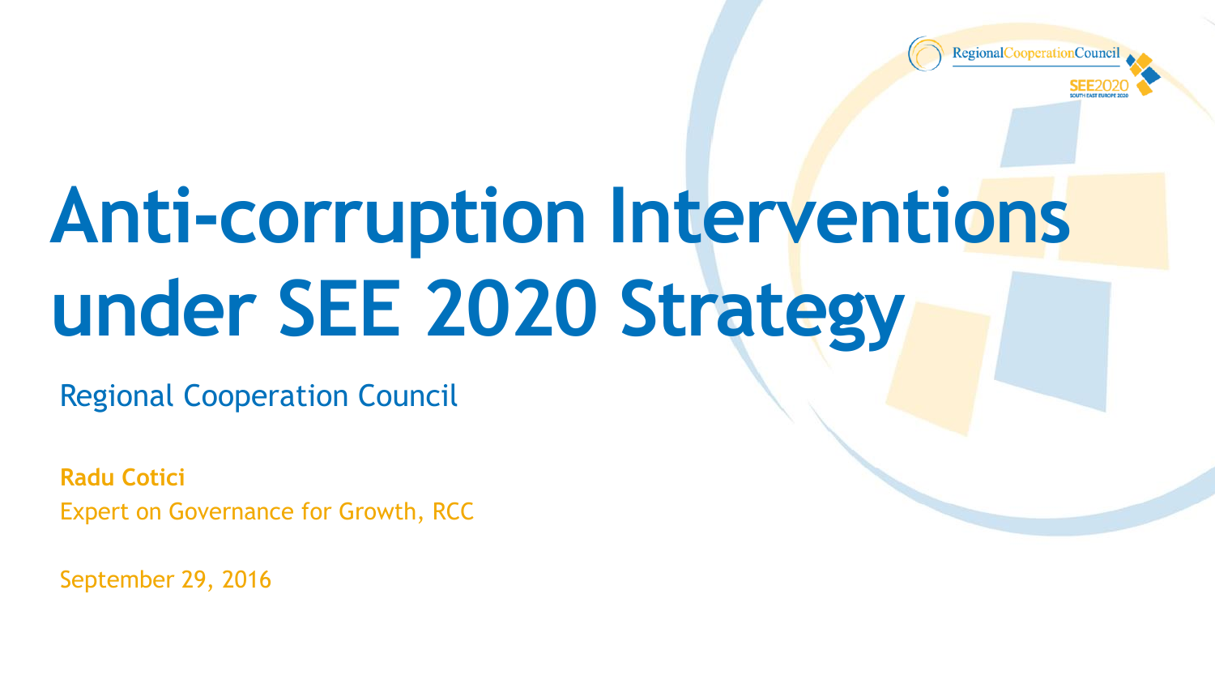# Anti-corruption Interventions under SEE 2020 Strategy

Regional Cooperation Council

**Radu Cotici**

Expert on Governance for Growth, RCC

September 29, 2016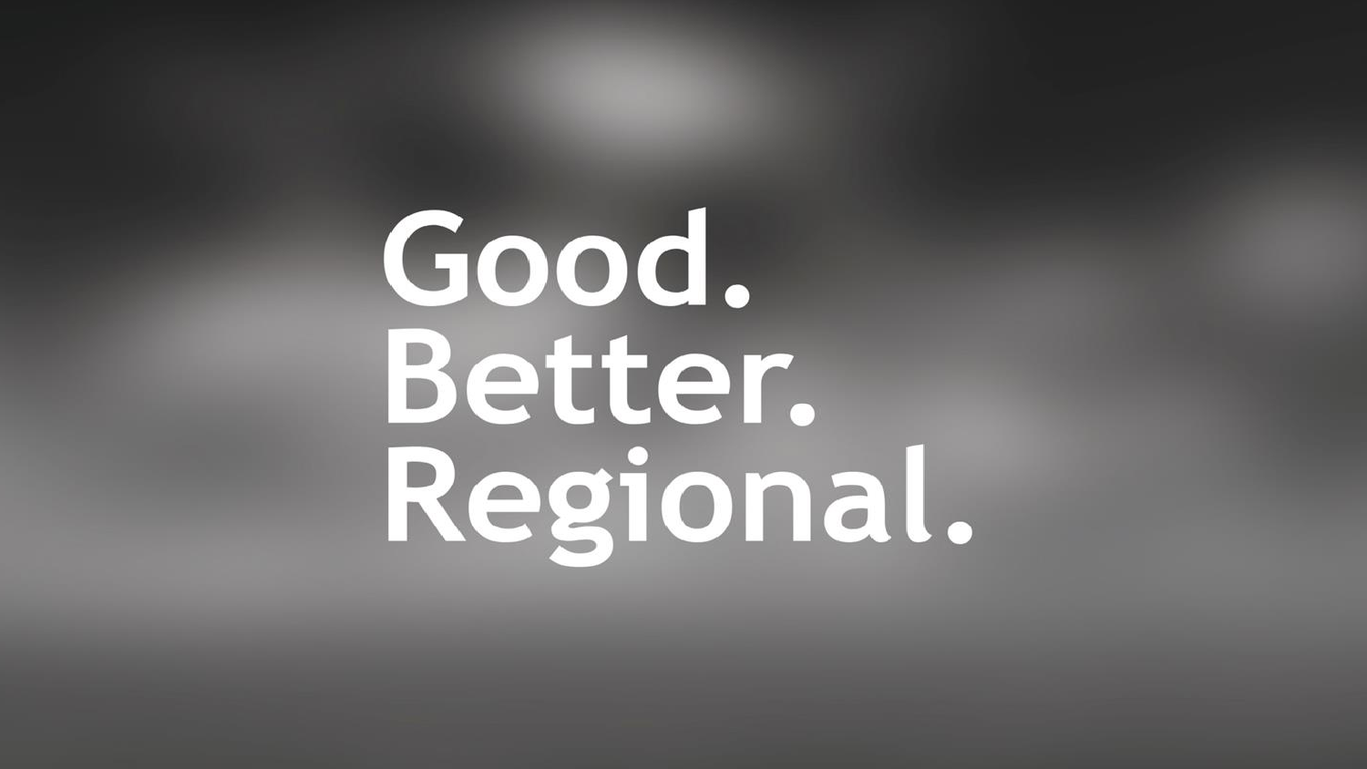Good.
Better.
Regional.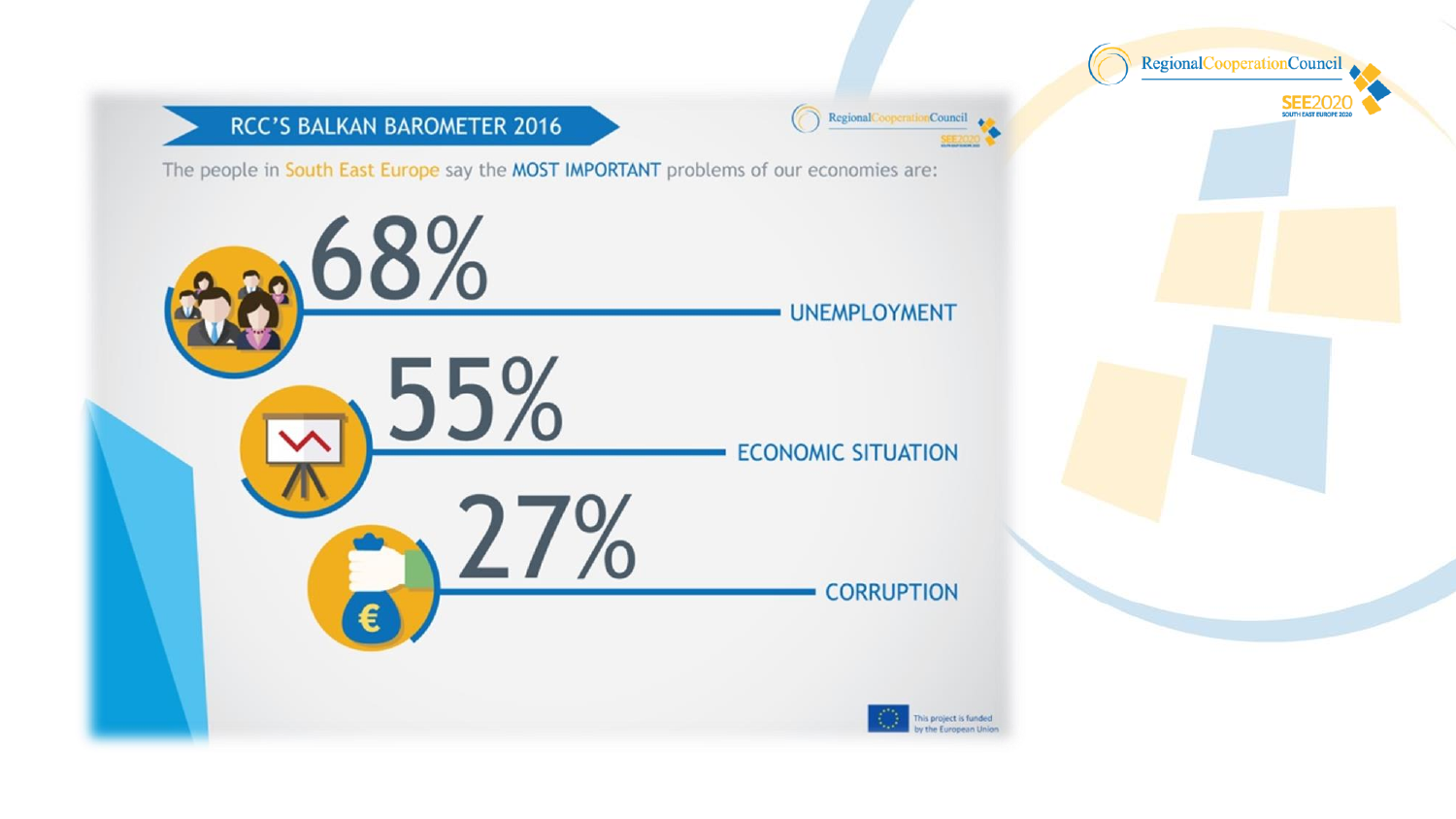# RCC'S BALKAN BAROMETER 2016

The people in South East Europe say the MOST IMPORTANT problems of our economies are:

- 68% UNEMPLOYMENT
- 55% ECONOMIC SITUATION
- 27% CORRUPTION

This project is funded by the European Union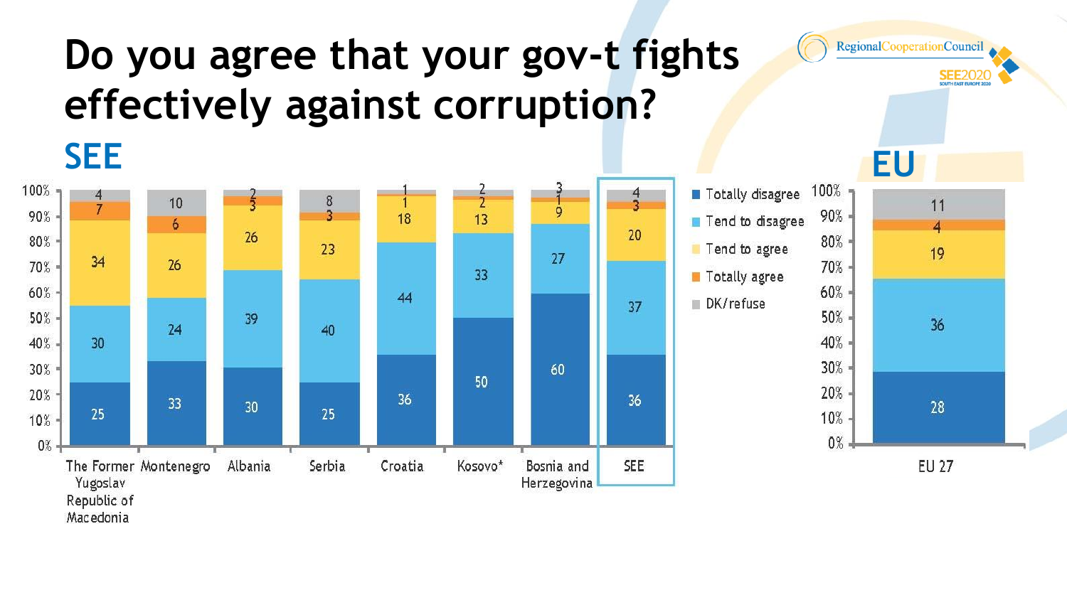# Do you agree that your gov-t fights effectively against corruption?

## SEE

| | Totally disagree | Tend to disagree | Tend to agree | Totally agree | DK/refuse |
|---|---|---|---|---|---|
| The Former Yugoslav Republic of Macedonia | 25 | 30 | 34 | 7 | 4 |
| Montenegro | 33 | 24 | 26 | 6 | 10 |
| Albania | 30 | 39 | 26 | 3 | 2 |
| Serbia | 25 | 40 | 23 | 3 | 8 |
| Croatia | 36 | 44 | 18 | 1 | 1 |
| Kosovo* | 50 | 33 | 13 | 2 | 2 |
| Bosnia and Herzegovina | 60 | 27 | 9 | 1 | 3 |
| SEE | 36 | 37 | 20 | 3 | 4 |

## EU

| | Totally disagree | Tend to disagree | Tend to agree | Totally agree | DK/refuse |
|---|---|---|---|---|---|
| EU 27 | 28 | 36 | 19 | 4 | 11 |

RegionalCooperationCouncil

SEE2020 SOUTH EAST EUROPE 2020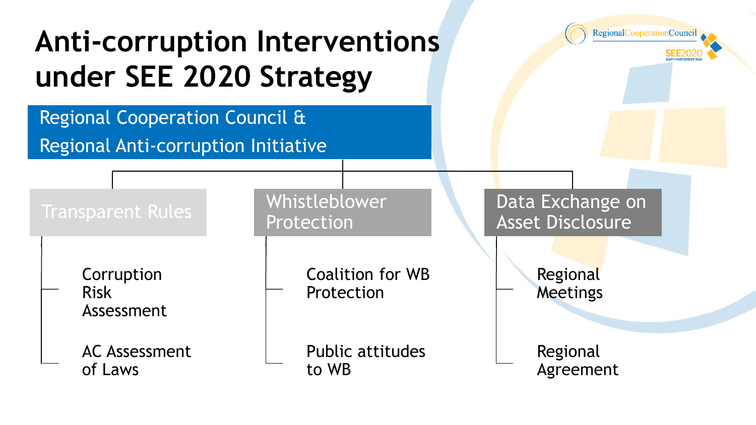# Anti-corruption Interventions under SEE 2020 Strategy

**Regional Cooperation Council & Regional Anti-corruption Initiative**

- **Transparent Rules**
  - Corruption Risk Assessment
  - AC Assessment of Laws
- **Whistleblower Protection**
  - Coalition for WB Protection
  - Public attitudes to WB
- **Data Exchange on Asset Disclosure**
  - Regional Meetings
  - Regional Agreement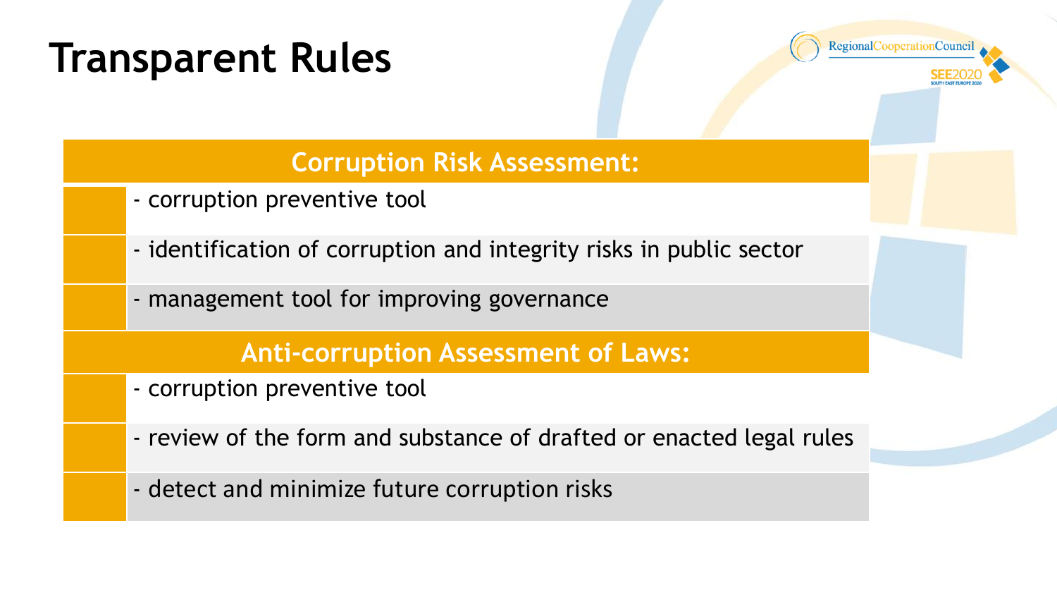# Transparent Rules

## Corruption Risk Assessment:

- corruption preventive tool
- identification of corruption and integrity risks in public sector
- management tool for improving governance

## Anti-corruption Assessment of Laws:

- corruption preventive tool
- review of the form and substance of drafted or enacted legal rules
- detect and minimize future corruption risks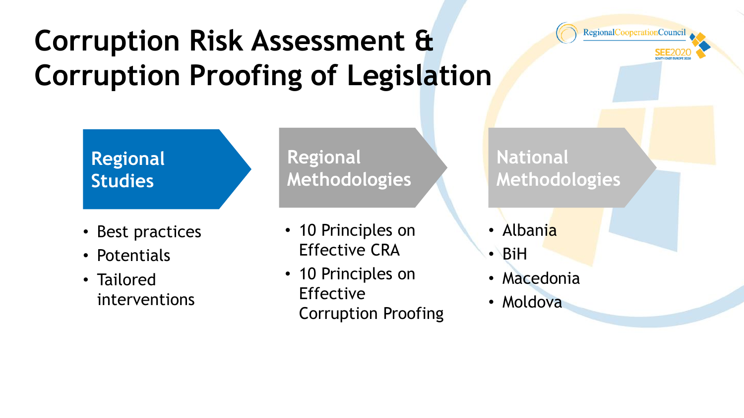# Corruption Risk Assessment & Corruption Proofing of Legislation

## Regional Studies

- Best practices
- Potentials
- Tailored interventions

## Regional Methodologies

- 10 Principles on Effective CRA
- 10 Principles on Effective Corruption Proofing

## National Methodologies

- Albania
- BiH
- Macedonia
- Moldova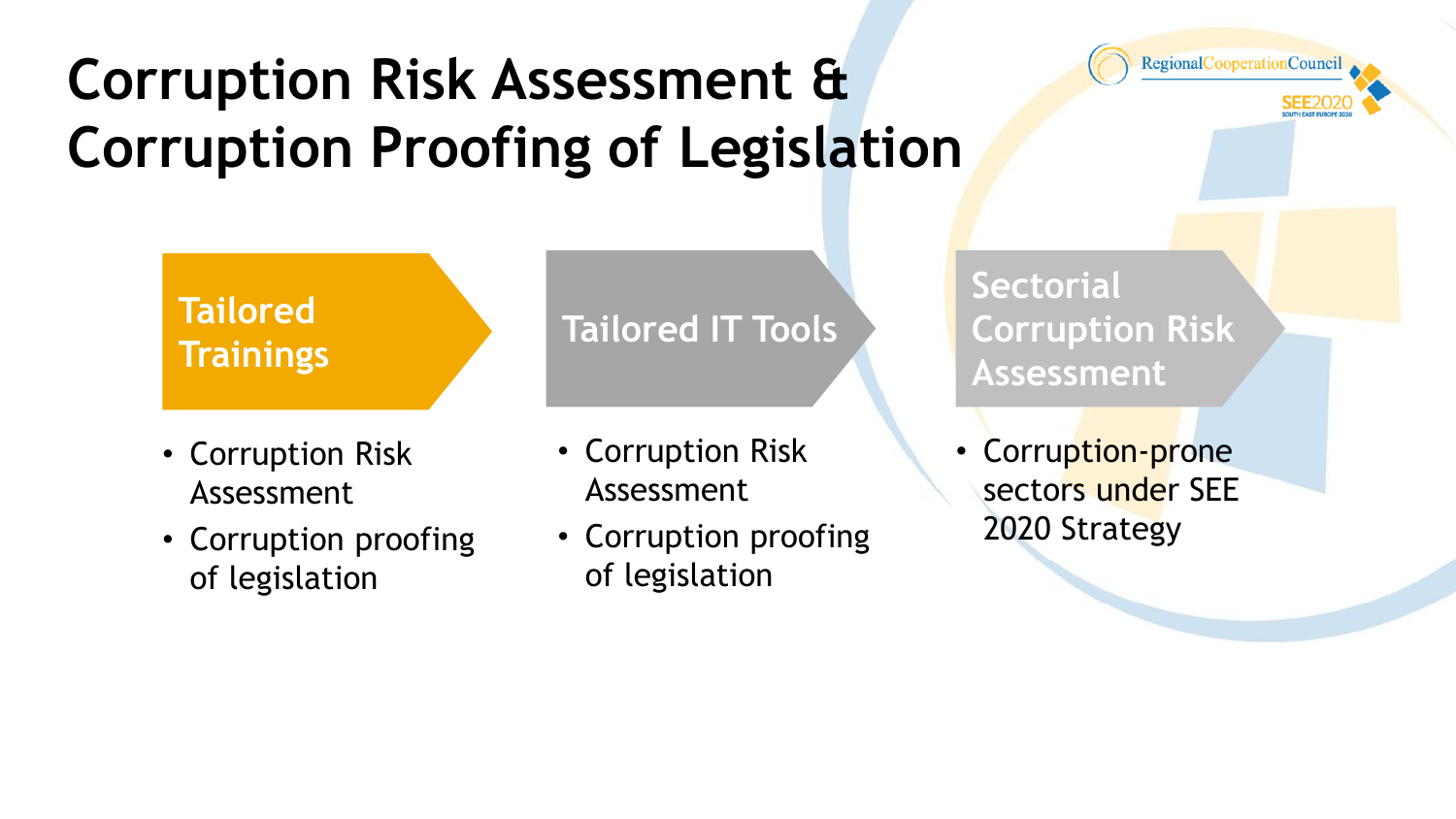# Corruption Risk Assessment & Corruption Proofing of Legislation

## Tailored Trainings

- Corruption Risk Assessment
- Corruption proofing of legislation

## Tailored IT Tools

- Corruption Risk Assessment
- Corruption proofing of legislation

## Sectorial Corruption Risk Assessment

- Corruption-prone sectors under SEE 2020 Strategy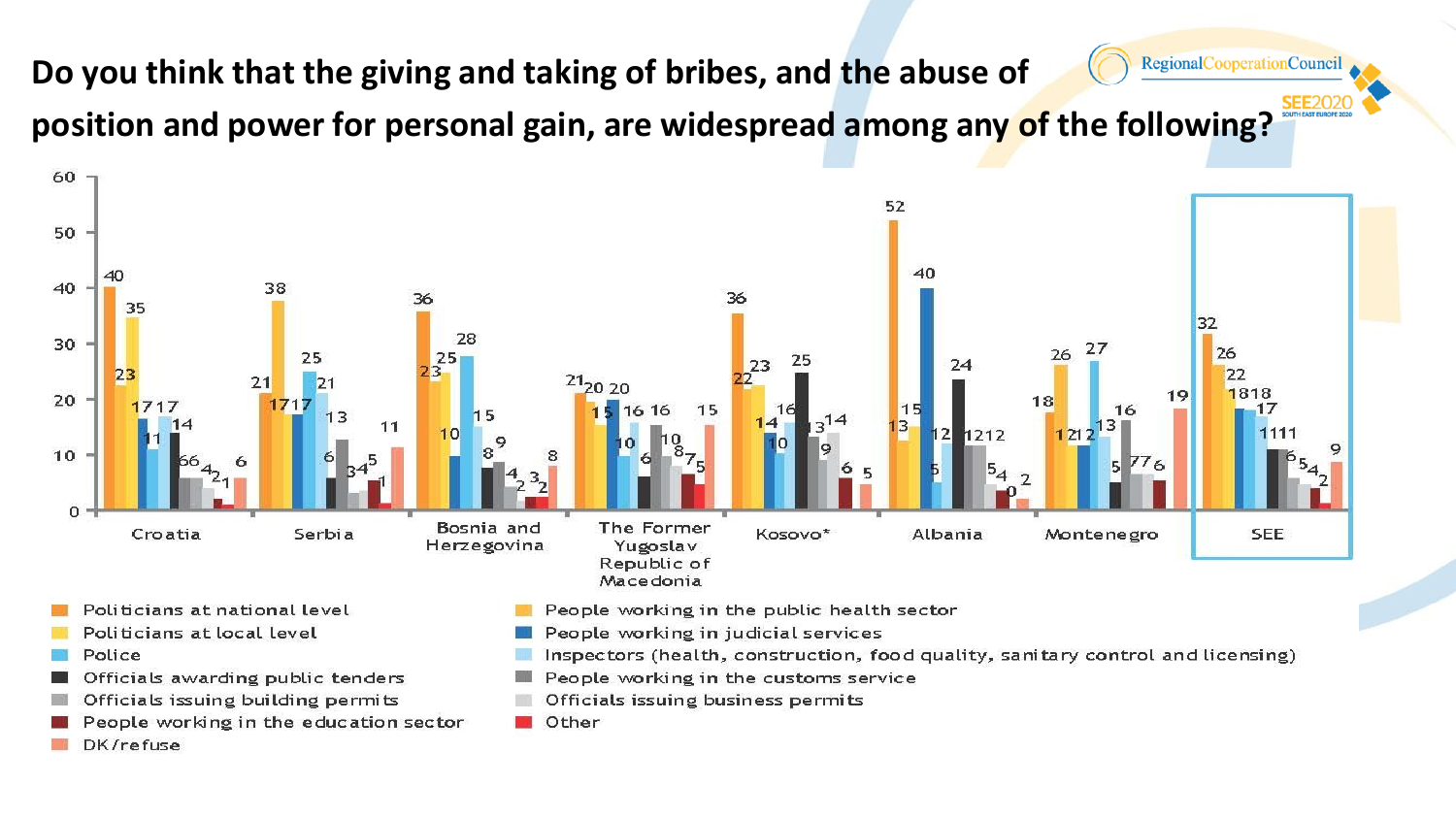# Do you think that the giving and taking of bribes, and the abuse of position and power for personal gain, are widespread among any of the following?

| | Croatia | Serbia | Bosnia and Herzegovina | The Former Yugoslav Republic of Macedonia | Kosovo* | Albania | Montenegro | SEE |
|---|---|---|---|---|---|---|---|---|
| Politicians at national level | 40 | 21 | 36 | 21 | 36 | 52 | 18 | 32 |
| People working in the public health sector | 23 | 38 | 23 | 20 | 22 | 13 | 26 | 26 |
| Politicians at local level | 35 | 17 | 25 | 15 | 23 | 15 | 12 | 22 |
| People working in judicial services | 17 | 17 | 10 | 20 | 14 | 40 | 12 | 18 |
| Police | 11 | 25 | 28 | 10 | 10 | 5 | 27 | 18 |
| Inspectors (health, construction, food quality, sanitary control and licensing) | 17 | 21 | 15 | 16 | 16 | 12 | 13 | 17 |
| Officials awarding public tenders | 14 | 6 | 8 | 6 | 25 | 24 | 5 | 11 |
| People working in the customs service | 6 | 13 | 9 | 16 | 13 | 12 | 16 | 11 |
| Officials issuing building permits | 6 | 3 | 4 | 10 | 9 | 12 | 7 | 6 |
| Officials issuing business permits | 4 | 4 | 2 | 8 | 14 | 5 | 7 | 5 |
| People working in the education sector | 2 | 5 | 3 | 7 | 6 | 4 | 6 | 4 |
| Other | 1 | 1 | 2 | 5 | | 0 | | 2 |
| DK/refuse | 6 | 11 | 8 | 15 | 5 | 2 | 19 | 9 |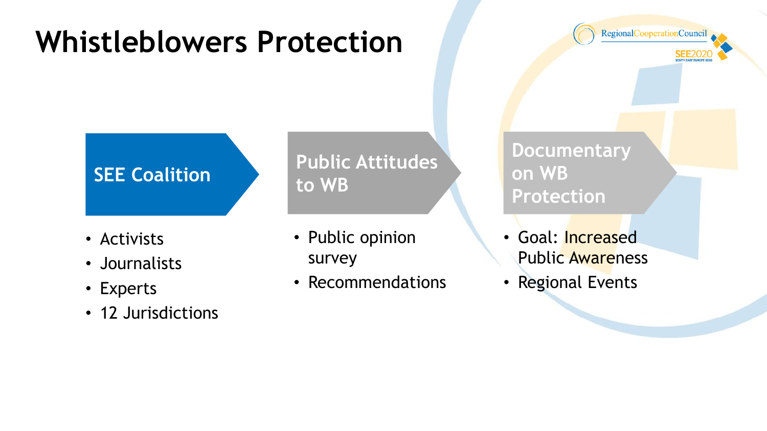# Whistleblowers Protection

## SEE Coalition

- Activists
- Journalists
- Experts
- 12 Jurisdictions

## Public Attitudes to WB

- Public opinion survey
- Recommendations

## Documentary on WB Protection

- Goal: Increased Public Awareness
- Regional Events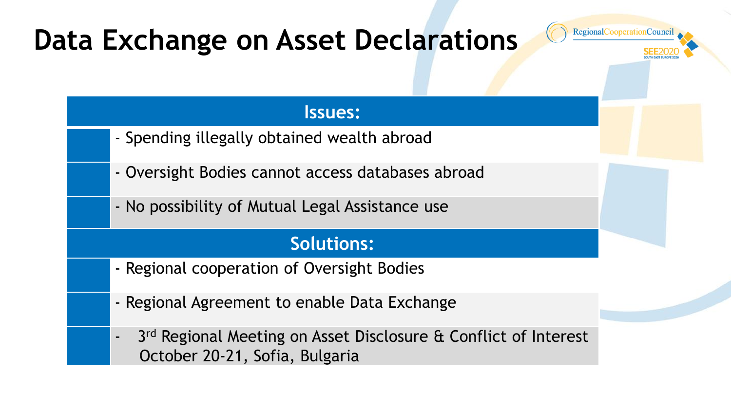# Data Exchange on Asset Declarations

Regional Cooperation Council
SEE2020

| Issues: |
| --- |
| - Spending illegally obtained wealth abroad |
| - Oversight Bodies cannot access databases abroad |
| - No possibility of Mutual Legal Assistance use |
| **Solutions:** |
| - Regional cooperation of Oversight Bodies |
| - Regional Agreement to enable Data Exchange |
| - 3rd Regional Meeting on Asset Disclosure & Conflict of Interest October 20-21, Sofia, Bulgaria |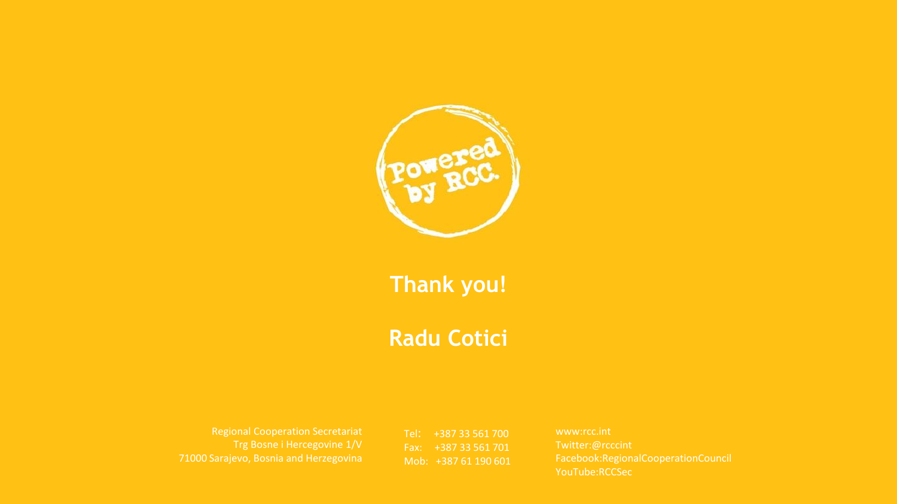Powered by RCC.

# Thank you!

# Radu Cotici

Regional Cooperation Secretariat
Trg Bosne i Hercegovine 1/V
71000 Sarajevo, Bosnia and Herzegovina

Tel: +387 33 561 700
Fax: +387 33 561 701
Mob: +387 61 190 601

www:rcc.int
Twitter:@rcccint
Facebook:RegionalCooperationCouncil
YouTube:RCCSec